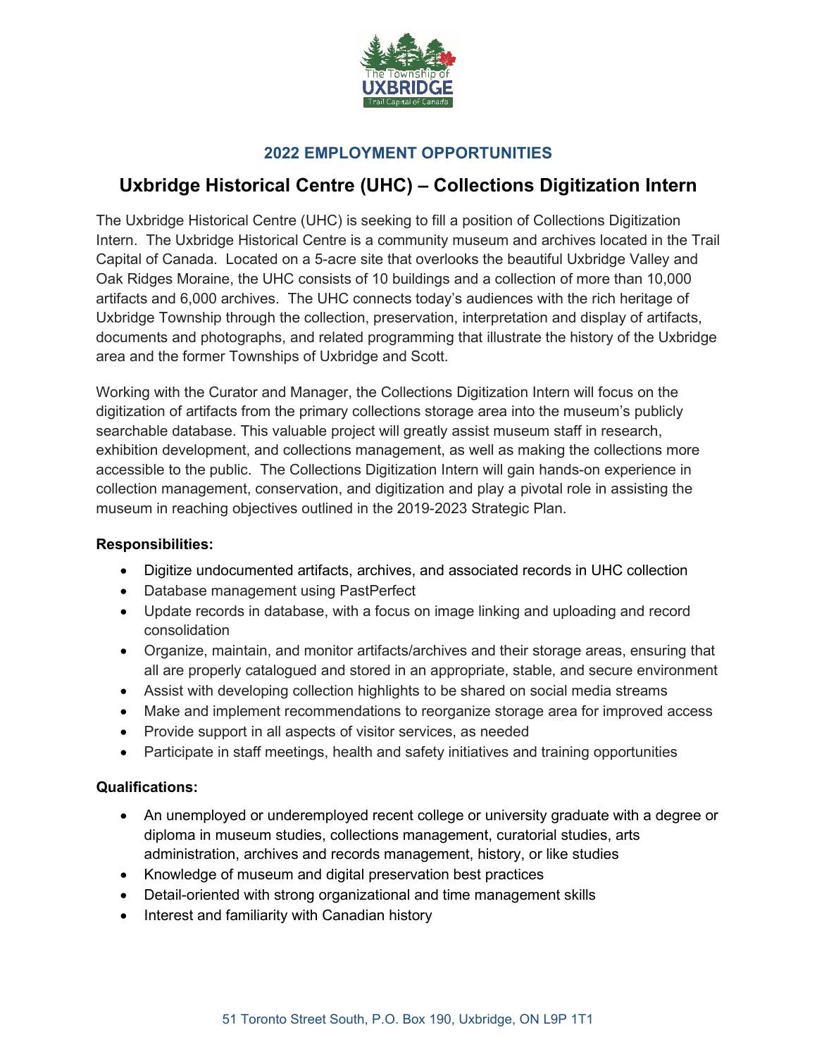## 2022 EMPLOYMENT OPPORTUNITIES

# Uxbridge Historical Centre (UHC) – Collections Digitization Intern

The Uxbridge Historical Centre (UHC) is seeking to fill a position of Collections Digitization Intern. The Uxbridge Historical Centre is a community museum and archives located in the Trail Capital of Canada. Located on a 5-acre site that overlooks the beautiful Uxbridge Valley and Oak Ridges Moraine, the UHC consists of 10 buildings and a collection of more than 10,000 artifacts and 6,000 archives. The UHC connects today's audiences with the rich heritage of Uxbridge Township through the collection, preservation, interpretation and display of artifacts, documents and photographs, and related programming that illustrate the history of the Uxbridge area and the former Townships of Uxbridge and Scott.

Working with the Curator and Manager, the Collections Digitization Intern will focus on the digitization of artifacts from the primary collections storage area into the museum's publicly searchable database. This valuable project will greatly assist museum staff in research, exhibition development, and collections management, as well as making the collections more accessible to the public. The Collections Digitization Intern will gain hands-on experience in collection management, conservation, and digitization and play a pivotal role in assisting the museum in reaching objectives outlined in the 2019-2023 Strategic Plan.

**Responsibilities:**

- Digitize undocumented artifacts, archives, and associated records in UHC collection
- Database management using PastPerfect
- Update records in database, with a focus on image linking and uploading and record consolidation
- Organize, maintain, and monitor artifacts/archives and their storage areas, ensuring that all are properly catalogued and stored in an appropriate, stable, and secure environment
- Assist with developing collection highlights to be shared on social media streams
- Make and implement recommendations to reorganize storage area for improved access
- Provide support in all aspects of visitor services, as needed
- Participate in staff meetings, health and safety initiatives and training opportunities

**Qualifications:**

- An unemployed or underemployed recent college or university graduate with a degree or diploma in museum studies, collections management, curatorial studies, arts administration, archives and records management, history, or like studies
- Knowledge of museum and digital preservation best practices
- Detail-oriented with strong organizational and time management skills
- Interest and familiarity with Canadian history

51 Toronto Street South, P.O. Box 190, Uxbridge, ON L9P 1T1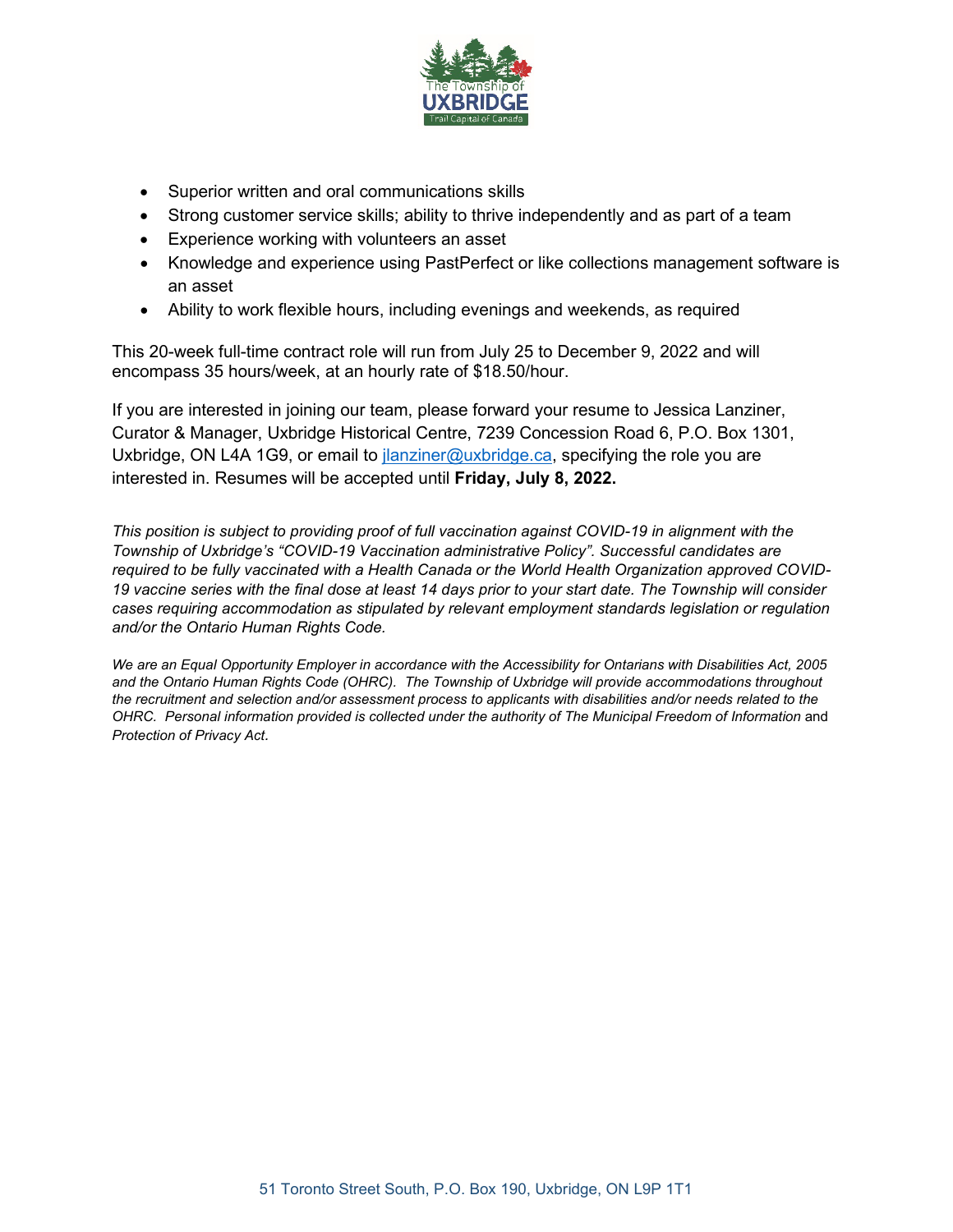- Superior written and oral communications skills
- Strong customer service skills; ability to thrive independently and as part of a team
- Experience working with volunteers an asset
- Knowledge and experience using PastPerfect or like collections management software is an asset
- Ability to work flexible hours, including evenings and weekends, as required

This 20-week full-time contract role will run from July 25 to December 9, 2022 and will encompass 35 hours/week, at an hourly rate of $18.50/hour.

If you are interested in joining our team, please forward your resume to Jessica Lanziner, Curator & Manager, Uxbridge Historical Centre, 7239 Concession Road 6, P.O. Box 1301, Uxbridge, ON L4A 1G9, or email to jlanziner@uxbridge.ca, specifying the role you are interested in. Resumes will be accepted until **Friday, July 8, 2022.**

*This position is subject to providing proof of full vaccination against COVID-19 in alignment with the Township of Uxbridge's "COVID-19 Vaccination administrative Policy". Successful candidates are required to be fully vaccinated with a Health Canada or the World Health Organization approved COVID-19 vaccine series with the final dose at least 14 days prior to your start date. The Township will consider cases requiring accommodation as stipulated by relevant employment standards legislation or regulation and/or the Ontario Human Rights Code.*

*We are an Equal Opportunity Employer in accordance with the Accessibility for Ontarians with Disabilities Act, 2005 and the Ontario Human Rights Code (OHRC). The Township of Uxbridge will provide accommodations throughout the recruitment and selection and/or assessment process to applicants with disabilities and/or needs related to the OHRC. Personal information provided is collected under the authority of The Municipal Freedom of Information* and *Protection of Privacy Act.*

51 Toronto Street South, P.O. Box 190, Uxbridge, ON L9P 1T1